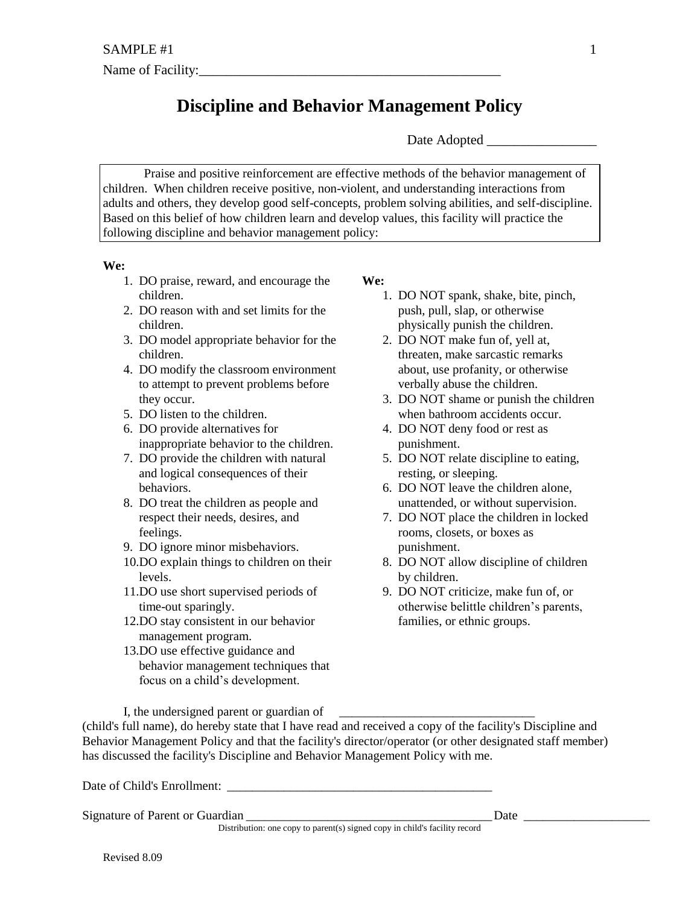SAMPLE #1

Name of Facility:_____________________________________________

# Discipline and Behavior Management Policy

Date Adopted ________________

Praise and positive reinforcement are effective methods of the behavior management of children. When children receive positive, non-violent, and understanding interactions from adults and others, they develop good self-concepts, problem solving abilities, and self-discipline. Based on this belief of how children learn and develop values, this facility will practice the following discipline and behavior management policy:

**We:**

1. DO praise, reward, and encourage the children.
2. DO reason with and set limits for the children.
3. DO model appropriate behavior for the children.
4. DO modify the classroom environment to attempt to prevent problems before they occur.
5. DO listen to the children.
6. DO provide alternatives for inappropriate behavior to the children.
7. DO provide the children with natural and logical consequences of their behaviors.
8. DO treat the children as people and respect their needs, desires, and feelings.
9. DO ignore minor misbehaviors.
10. DO explain things to children on their levels.
11. DO use short supervised periods of time-out sparingly.
12. DO stay consistent in our behavior management program.
13. DO use effective guidance and behavior management techniques that focus on a child's development.

**We:**

1. DO NOT spank, shake, bite, pinch, push, pull, slap, or otherwise physically punish the children.
2. DO NOT make fun of, yell at, threaten, make sarcastic remarks about, use profanity, or otherwise verbally abuse the children.
3. DO NOT shame or punish the children when bathroom accidents occur.
4. DO NOT deny food or rest as punishment.
5. DO NOT relate discipline to eating, resting, or sleeping.
6. DO NOT leave the children alone, unattended, or without supervision.
7. DO NOT place the children in locked rooms, closets, or boxes as punishment.
8. DO NOT allow discipline of children by children.
9. DO NOT criticize, make fun of, or otherwise belittle children's parents, families, or ethnic groups.

I, the undersigned parent or guardian of _______________________________ (child's full name), do hereby state that I have read and received a copy of the facility's Discipline and Behavior Management Policy and that the facility's director/operator (or other designated staff member) has discussed the facility's Discipline and Behavior Management Policy with me.

Date of Child's Enrollment: ____________________________________________

Signature of Parent or Guardian ________________________________________ Date ____________________

Distribution: one copy to parent(s) signed copy in child's facility record

Revised 8.09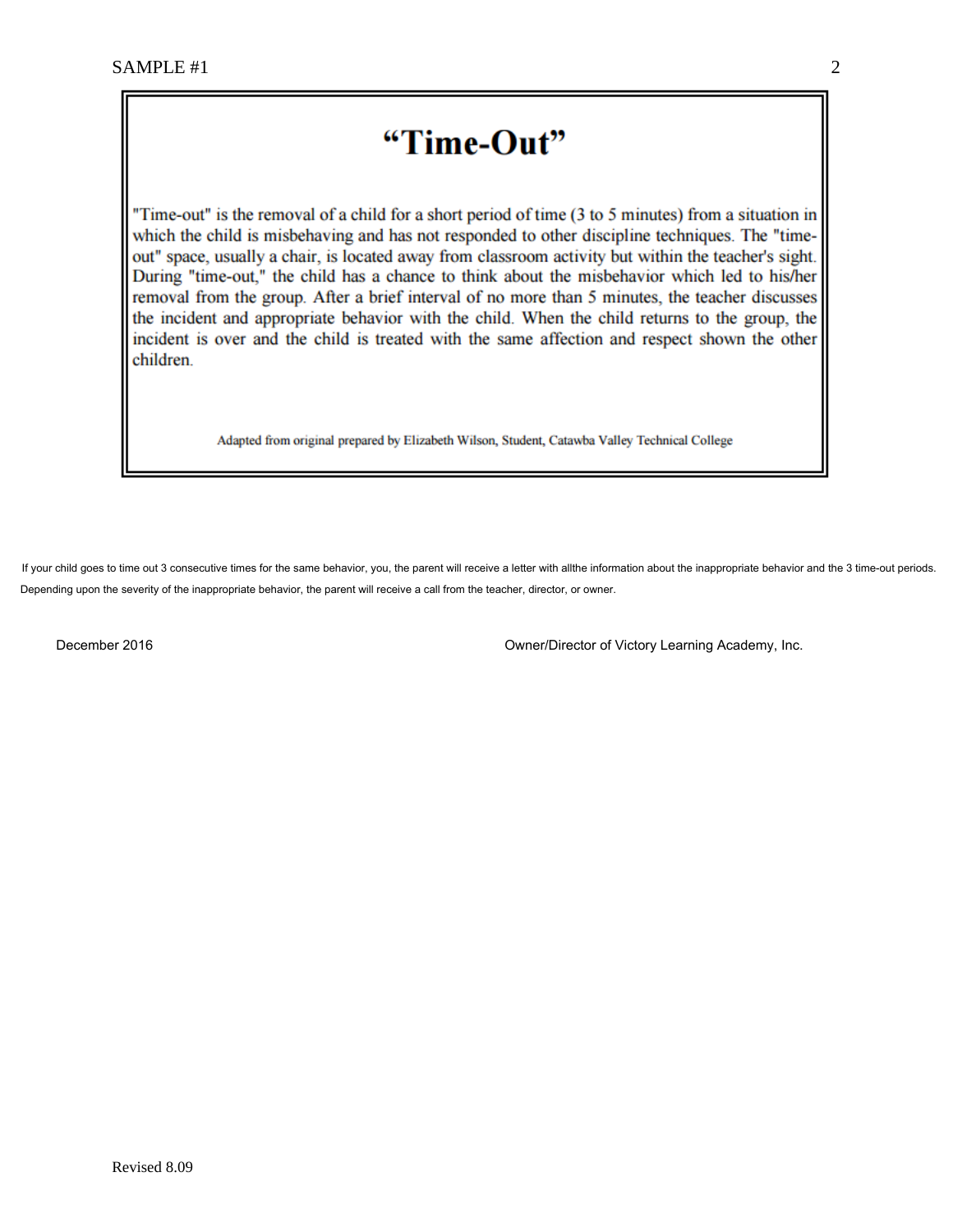# "Time-Out"

"Time-out" is the removal of a child for a short period of time (3 to 5 minutes) from a situation in which the child is misbehaving and has not responded to other discipline techniques. The "time-out" space, usually a chair, is located away from classroom activity but within the teacher's sight. During "time-out," the child has a chance to think about the misbehavior which led to his/her removal from the group. After a brief interval of no more than 5 minutes, the teacher discusses the incident and appropriate behavior with the child. When the child returns to the group, the incident is over and the child is treated with the same affection and respect shown the other children.

Adapted from original prepared by Elizabeth Wilson, Student, Catawba Valley Technical College

If your child goes to time out 3 consecutive times for the same behavior, you, the parent will receive a letter with allthe information about the inappropriate behavior and the 3 time-out periods. Depending upon the severity of the inappropriate behavior, the parent will receive a call from the teacher, director, or owner.

December 2016 Owner/Director of Victory Learning Academy, Inc.